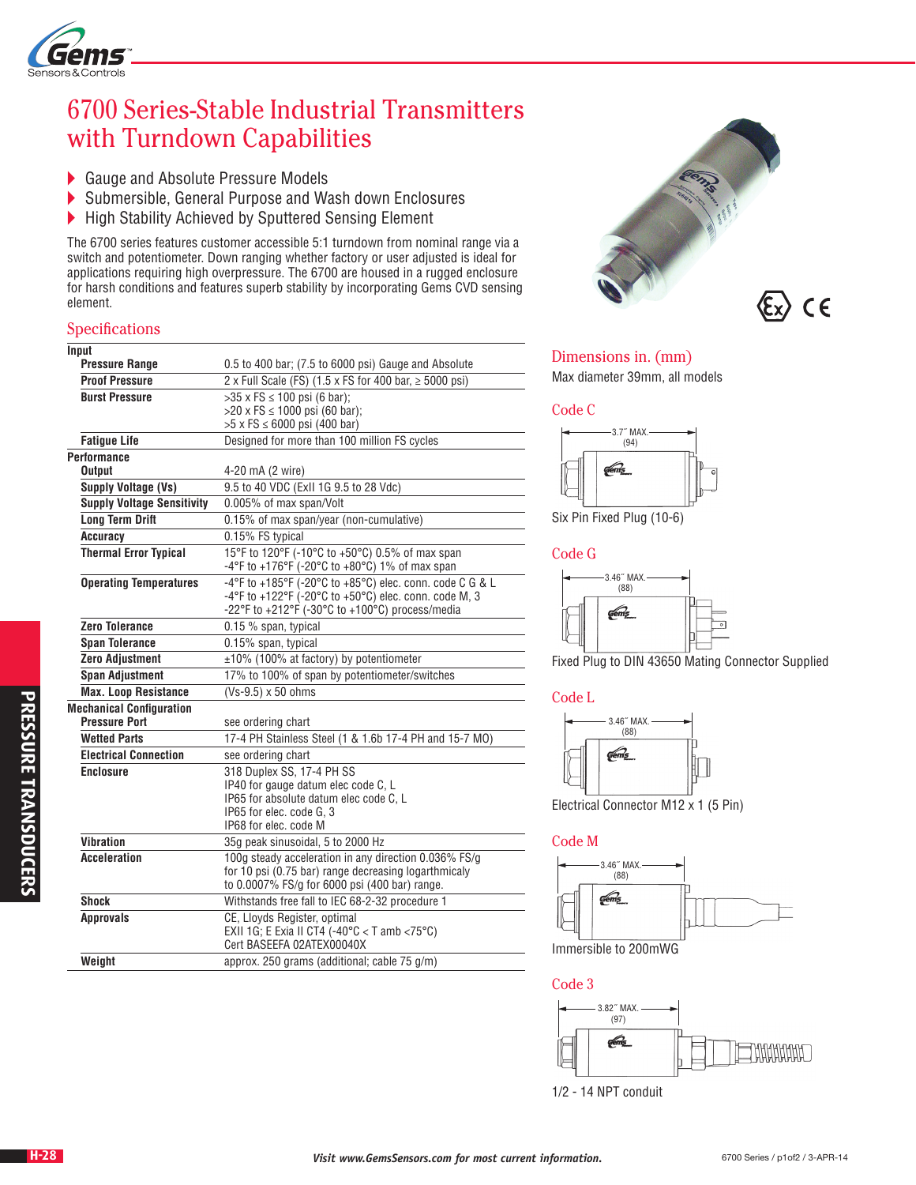# 6700 Series-Stable Industrial Transmitters with Turndown Capabilities

- Gauge and Absolute Pressure Models
- Submersible, General Purpose and Wash down Enclosures
- High Stability Achieved by Sputtered Sensing Element

The 6700 series features customer accessible 5:1 turndown from nominal range via a switch and potentiometer. Down ranging whether factory or user adjusted is ideal for applications requiring high overpressure. The 6700 are housed in a rugged enclosure for harsh conditions and features superb stability by incorporating Gems CVD sensing element.

## Specifications

| | |
|---|---|
| **Input** | |
| **Pressure Range** | 0.5 to 400 bar; (7.5 to 6000 psi) Gauge and Absolute |
| **Proof Pressure** | 2 x Full Scale (FS) (1.5 x FS for 400 bar, ≥ 5000 psi) |
| **Burst Pressure** | >35 x FS ≤ 100 psi (6 bar);<br>>20 x FS ≤ 1000 psi (60 bar);<br>>5 x FS ≤ 6000 psi (400 bar) |
| **Fatigue Life** | Designed for more than 100 million FS cycles |
| **Performance** | |
| **Output** | 4-20 mA (2 wire) |
| **Supply Voltage (Vs)** | 9.5 to 40 VDC (ExII 1G 9.5 to 28 Vdc) |
| **Supply Voltage Sensitivity** | 0.005% of max span/Volt |
| **Long Term Drift** | 0.15% of max span/year (non-cumulative) |
| **Accuracy** | 0.15% FS typical |
| **Thermal Error Typical** | 15°F to 120°F (-10°C to +50°C) 0.5% of max span<br>-4°F to +176°F (-20°C to +80°C) 1% of max span |
| **Operating Temperatures** | -4°F to +185°F (-20°C to +85°C) elec. conn. code C G & L<br>-4°F to +122°F (-20°C to +50°C) elec. conn. code M, 3<br>-22°F to +212°F (-30°C to +100°C) process/media |
| **Zero Tolerance** | 0.15 % span, typical |
| **Span Tolerance** | 0.15% span, typical |
| **Zero Adjustment** | ±10% (100% at factory) by potentiometer |
| **Span Adjustment** | 17% to 100% of span by potentiometer/switches |
| **Max. Loop Resistance** | (Vs-9.5) x 50 ohms |
| **Mechanical Configuration** | |
| **Pressure Port** | see ordering chart |
| **Wetted Parts** | 17-4 PH Stainless Steel (1 & 1.6b 17-4 PH and 15-7 MO) |
| **Electrical Connection** | see ordering chart |
| **Enclosure** | 318 Duplex SS, 17-4 PH SS<br>IP40 for gauge datum elec code C, L<br>IP65 for absolute datum elec code C, L<br>IP65 for elec. code G, 3<br>IP68 for elec. code M |
| **Vibration** | 35g peak sinusoidal, 5 to 2000 Hz |
| **Acceleration** | 100g steady acceleration in any direction 0.036% FS/g for 10 psi (0.75 bar) range decreasing logarthmicaly to 0.0007% FS/g for 6000 psi (400 bar) range. |
| **Shock** | Withstands free fall to IEC 68-2-32 procedure 1 |
| **Approvals** | CE, Lloyds Register, optimal<br>EXII 1G; E Exia II CT4 (-40°C < T amb <75°C)<br>Cert BASEEFA 02ATEX00040X |
| **Weight** | approx. 250 grams (additional; cable 75 g/m) |

## Dimensions in. (mm)

Max diameter 39mm, all models

### Code C

3.7" MAX. (94)

Six Pin Fixed Plug (10-6)

### Code G

3.46" MAX. (88)

Fixed Plug to DIN 43650 Mating Connector Supplied

### Code L

3.46" MAX. (88)

Electrical Connector M12 x 1 (5 Pin)

### Code M

3.46" MAX. (88)

Immersible to 200mWG

### Code 3

3.82" MAX. (97)

1/2 - 14 NPT conduit

*Visit www.GemsSensors.com for most current information.*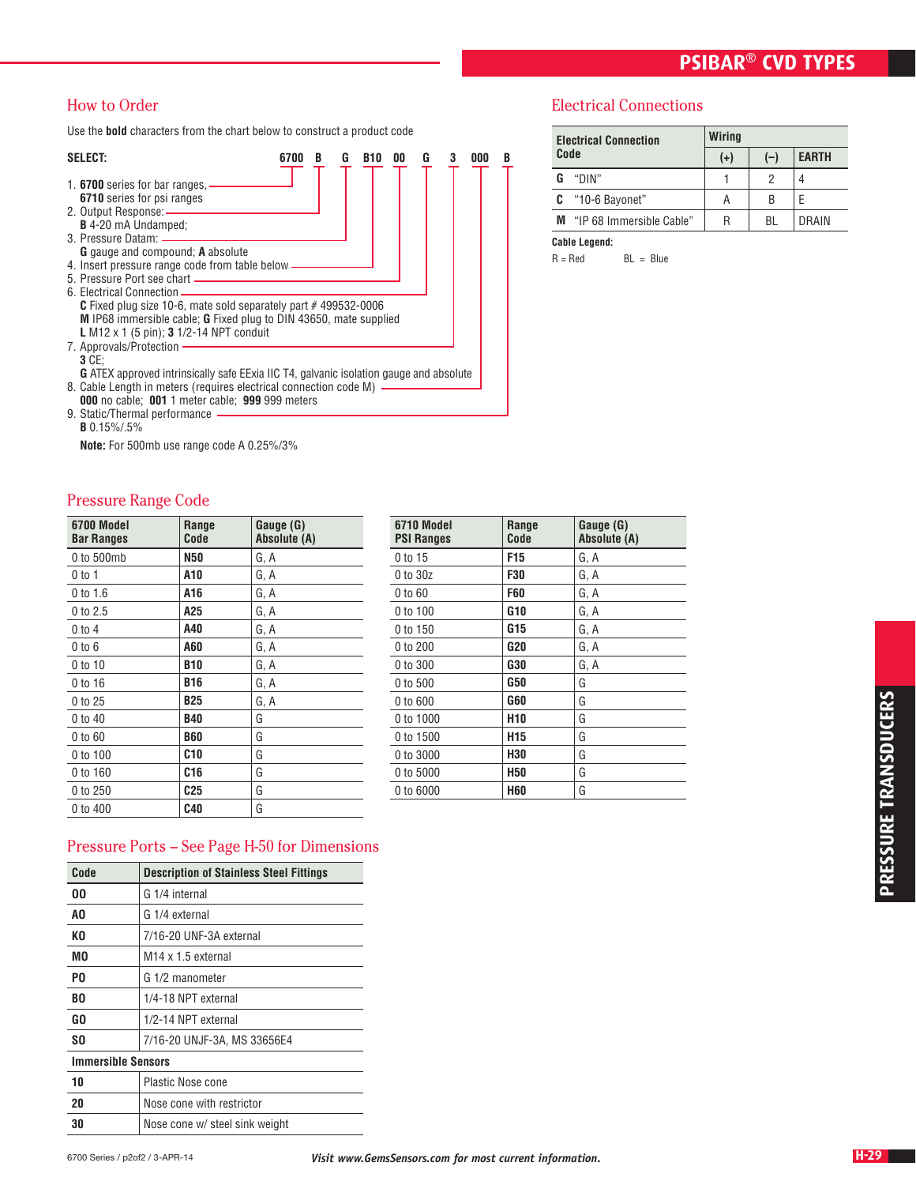# PSIBAR® CVD TYPES

## How to Order

Use the **bold** characters from the chart below to construct a product code

**SELECT:** 6700 B G B10 00 G 3 000 B

1. **6700** series for bar ranges, **6710** series for psi ranges
2. Output Response: **B** 4-20 mA Undamped;
3. Pressure Datum: **G** gauge and compound; **A** absolute
4. Insert pressure range code from table below
5. Pressure Port see chart
6. Electrical Connection
   **C** Fixed plug size 10-6, mate sold separately part # 499532-0006
   **M** IP68 immersible cable; **G** Fixed plug to DIN 43650, mate supplied
   **L** M12 x 1 (5 pin); **3** 1/2-14 NPT conduit
7. Approvals/Protection
   **3** CE;
   **G** ATEX approved intrinsically safe EExia IIC T4, galvanic isolation gauge and absolute
8. Cable Length in meters (requires electrical connection code M)
   **000** no cable; **001** 1 meter cable; **999** 999 meters
9. Static/Thermal performance
   **B** 0.15%/.5%

**Note:** For 500mb use range code A 0.25%/3%

## Electrical Connections

| Electrical Connection Code | Wiring | | |
|---|---|---|---|
| | (+) | (–) | EARTH |
| **G** "DIN" | 1 | 2 | 4 |
| **C** "10-6 Bayonet" | A | B | E |
| **M** "IP 68 Immersible Cable" | R | BL | DRAIN |

**Cable Legend:**
R = Red BL = Blue

## Pressure Range Code

| 6700 Model Bar Ranges | Range Code | Gauge (G) Absolute (A) |
|---|---|---|
| 0 to 500mb | **N50** | G, A |
| 0 to 1 | **A10** | G, A |
| 0 to 1.6 | **A16** | G, A |
| 0 to 2.5 | **A25** | G, A |
| 0 to 4 | **A40** | G, A |
| 0 to 6 | **A60** | G, A |
| 0 to 10 | **B10** | G, A |
| 0 to 16 | **B16** | G, A |
| 0 to 25 | **B25** | G, A |
| 0 to 40 | **B40** | G |
| 0 to 60 | **B60** | G |
| 0 to 100 | **C10** | G |
| 0 to 160 | **C16** | G |
| 0 to 250 | **C25** | G |
| 0 to 400 | **C40** | G |

| 6710 Model PSI Ranges | Range Code | Gauge (G) Absolute (A) |
|---|---|---|
| 0 to 15 | **F15** | G, A |
| 0 to 30z | **F30** | G, A |
| 0 to 60 | **F60** | G, A |
| 0 to 100 | **G10** | G, A |
| 0 to 150 | **G15** | G, A |
| 0 to 200 | **G20** | G, A |
| 0 to 300 | **G30** | G, A |
| 0 to 500 | **G50** | G |
| 0 to 600 | **G60** | G |
| 0 to 1000 | **H10** | G |
| 0 to 1500 | **H15** | G |
| 0 to 3000 | **H30** | G |
| 0 to 5000 | **H50** | G |
| 0 to 6000 | **H60** | G |

## Pressure Ports – See Page H-50 for Dimensions

| Code | Description of Stainless Steel Fittings |
|---|---|
| **00** | G 1/4 internal |
| **A0** | G 1/4 external |
| **K0** | 7/16-20 UNF-3A external |
| **M0** | M14 x 1.5 external |
| **P0** | G 1/2 manometer |
| **B0** | 1/4-18 NPT external |
| **G0** | 1/2-14 NPT external |
| **S0** | 7/16-20 UNJF-3A, MS 33656E4 |
| **Immersible Sensors** | |
| **10** | Plastic Nose cone |
| **20** | Nose cone with restrictor |
| **30** | Nose cone w/ steel sink weight |

*Visit www.GemsSensors.com for most current information.*